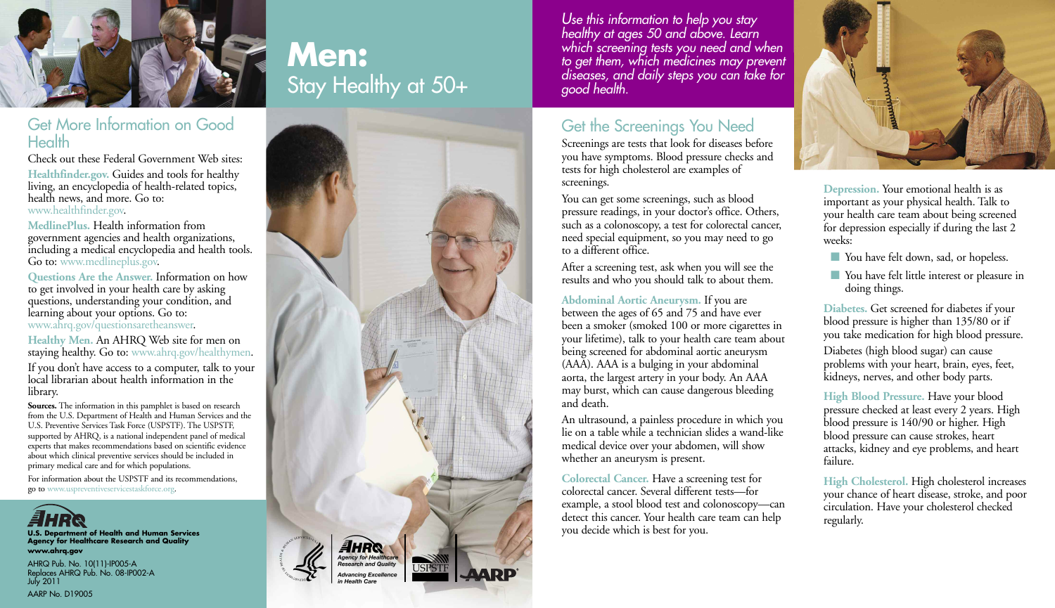# Men: Stay Healthy at 50+

## Get More Information on Good Health

Check out these Federal Government Web sites:

**Healthfinder.gov.** Guides and tools for healthy living, an encyclopedia of health-related topics, health news, and more. Go to: www.healthfinder.gov.

**MedlinePlus.** Health information from government agencies and health organizations, including a medical encyclopedia and health tools. Go to: www.medlineplus.gov.

**Questions Are the Answer.** Information on how to get involved in your health care by asking questions, understanding your condition, and learning about your options. Go to: www.ahrq.gov/questionsaretheanswer.

**Healthy Men.** An AHRQ Web site for men on staying healthy. Go to: www.ahrq.gov/healthymen.

If you don't have access to a computer, talk to your local librarian about health information in the library.

**Sources.** The information in this pamphlet is based on research from the U.S. Department of Health and Human Services and the U.S. Preventive Services Task Force (USPSTF). The USPSTF, supported by AHRQ, is a national independent panel of medical experts that makes recommendations based on scientific evidence about which clinical preventive services should be included in primary medical care and for which populations.

For information about the USPSTF and its recommendations, go to www.uspreventiveservicestaskforce.org.

AHRQ

**U.S. Department of Health and Human Services**
**Agency for Healthcare Research and Quality**
**www.ahrq.gov**

AHRQ Pub. No. 10(11)-IP005-A
Replaces AHRQ Pub. No. 08-IP002-A
July 2011

AARP No. D19005

AHRQ Agency for Healthcare Research and Quality — Advancing Excellence in Health Care | USPSTF | AARP

*Use this information to help you stay healthy at ages 50 and above. Learn which screening tests you need and when to get them, which medicines may prevent diseases, and daily steps you can take for good health.*

## Get the Screenings You Need

Screenings are tests that look for diseases before you have symptoms. Blood pressure checks and tests for high cholesterol are examples of screenings.

You can get some screenings, such as blood pressure readings, in your doctor's office. Others, such as a colonoscopy, a test for colorectal cancer, need special equipment, so you may need to go to a different office.

After a screening test, ask when you will see the results and who you should talk to about them.

**Abdominal Aortic Aneurysm.** If you are between the ages of 65 and 75 and have ever been a smoker (smoked 100 or more cigarettes in your lifetime), talk to your health care team about being screened for abdominal aortic aneurysm (AAA). AAA is a bulging in your abdominal aorta, the largest artery in your body. An AAA may burst, which can cause dangerous bleeding and death.

An ultrasound, a painless procedure in which you lie on a table while a technician slides a wand-like medical device over your abdomen, will show whether an aneurysm is present.

**Colorectal Cancer.** Have a screening test for colorectal cancer. Several different tests—for example, a stool blood test and colonoscopy—can detect this cancer. Your health care team can help you decide which is best for you.

**Depression.** Your emotional health is as important as your physical health. Talk to your health care team about being screened for depression especially if during the last 2 weeks:

- You have felt down, sad, or hopeless.
- You have felt little interest or pleasure in doing things.

**Diabetes.** Get screened for diabetes if your blood pressure is higher than 135/80 or if you take medication for high blood pressure.

Diabetes (high blood sugar) can cause problems with your heart, brain, eyes, feet, kidneys, nerves, and other body parts.

**High Blood Pressure.** Have your blood pressure checked at least every 2 years. High blood pressure is 140/90 or higher. High blood pressure can cause strokes, heart attacks, kidney and eye problems, and heart failure.

**High Cholesterol.** High cholesterol increases your chance of heart disease, stroke, and poor circulation. Have your cholesterol checked regularly.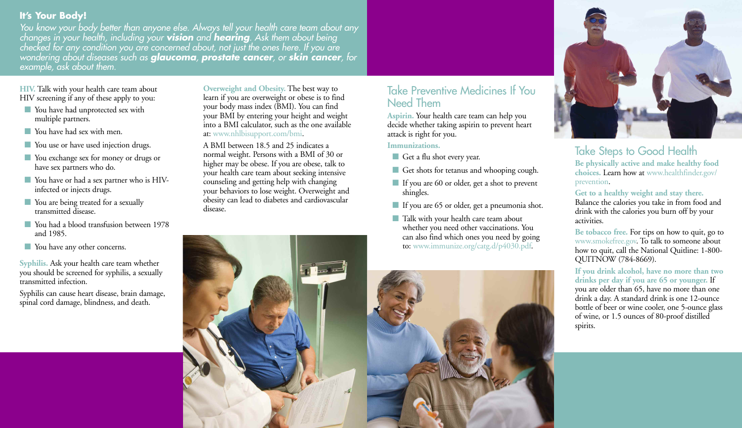## It's Your Body!

*You know your body better than anyone else. Always tell your health care team about any changes in your health, including your **vision** and **hearing**. Ask them about being checked for any condition you are concerned about, not just the ones here. If you are wondering about diseases such as **glaucoma**, **prostate cancer**, or **skin cancer**, for example, ask about them.*

**HIV.** Talk with your health care team about HIV screening if any of these apply to you:

- You have had unprotected sex with multiple partners.
- You have had sex with men.
- You use or have used injection drugs.
- You exchange sex for money or drugs or have sex partners who do.
- You have or had a sex partner who is HIV-infected or injects drugs.
- You are being treated for a sexually transmitted disease.
- You had a blood transfusion between 1978 and 1985.
- You have any other concerns.

**Syphilis.** Ask your health care team whether you should be screened for syphilis, a sexually transmitted infection.

Syphilis can cause heart disease, brain damage, spinal cord damage, blindness, and death.

**Overweight and Obesity.** The best way to learn if you are overweight or obese is to find your body mass index (BMI). You can find your BMI by entering your height and weight into a BMI calculator, such as the one available at: www.nhlbisupport.com/bmi.

A BMI between 18.5 and 25 indicates a normal weight. Persons with a BMI of 30 or higher may be obese. If you are obese, talk to your health care team about seeking intensive counseling and getting help with changing your behaviors to lose weight. Overweight and obesity can lead to diabetes and cardiovascular disease.

## Take Preventive Medicines If You Need Them

**Aspirin.** Your health care team can help you decide whether taking aspirin to prevent heart attack is right for you.

**Immunizations.**

- Get a flu shot every year.
- Get shots for tetanus and whooping cough.
- If you are 60 or older, get a shot to prevent shingles.
- If you are 65 or older, get a pneumonia shot.
- Talk with your health care team about whether you need other vaccinations. You can also find which ones you need by going to: www.immunize.org/catg.d/p4030.pdf.

## Take Steps to Good Health

**Be physically active and make healthy food choices.** Learn how at www.healthfinder.gov/prevention.

**Get to a healthy weight and stay there.** Balance the calories you take in from food and drink with the calories you burn off by your activities.

**Be tobacco free.** For tips on how to quit, go to www.smokefree.gov. To talk to someone about how to quit, call the National Quitline: 1-800-QUITNOW (784-8669).

**If you drink alcohol, have no more than two drinks per day if you are 65 or younger.** If you are older than 65, have no more than one drink a day. A standard drink is one 12-ounce bottle of beer or wine cooler, one 5-ounce glass of wine, or 1.5 ounces of 80-proof distilled spirits.